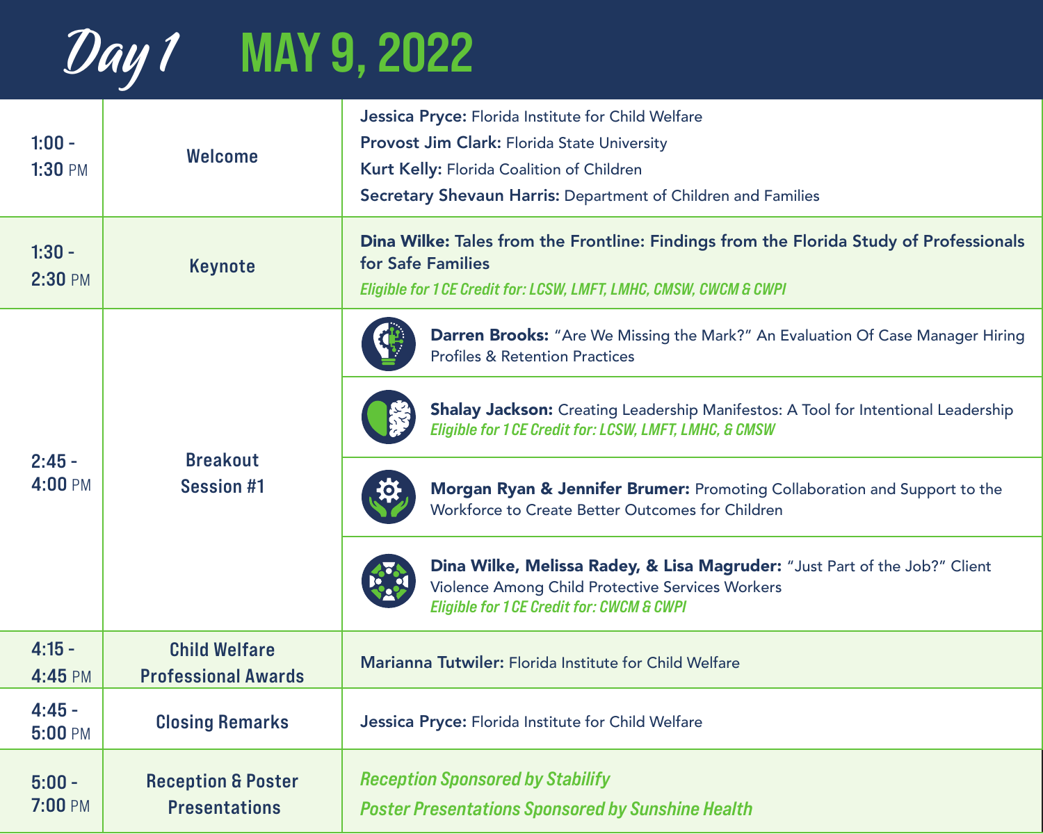# Day 1 MAY 9, 2022

| Time | Session | Details |
|---|---|---|
| 1:00 - 1:30 PM | Welcome | **Jessica Pryce:** Florida Institute for Child Welfare<br>**Provost Jim Clark:** Florida State University<br>**Kurt Kelly:** Florida Coalition of Children<br>**Secretary Shevaun Harris:** Department of Children and Families |
| 1:30 - 2:30 PM | Keynote | **Dina Wilke: Tales from the Frontline: Findings from the Florida Study of Professionals for Safe Families**<br>*Eligible for 1 CE Credit for: LCSW, LMFT, LMHC, CMSW, CWCM & CWPI* |
| 2:45 - 4:00 PM | Breakout Session #1 | **Darren Brooks:** "Are We Missing the Mark?" An Evaluation Of Case Manager Hiring Profiles & Retention Practices |
| | | **Shalay Jackson:** Creating Leadership Manifestos: A Tool for Intentional Leadership<br>*Eligible for 1 CE Credit for: LCSW, LMFT, LMHC, & CMSW* |
| | | **Morgan Ryan & Jennifer Brumer:** Promoting Collaboration and Support to the Workforce to Create Better Outcomes for Children |
| | | **Dina Wilke, Melissa Radey, & Lisa Magruder:** "Just Part of the Job?" Client Violence Among Child Protective Services Workers<br>*Eligible for 1 CE Credit for: CWCM & CWPI* |
| 4:15 - 4:45 PM | Child Welfare Professional Awards | **Marianna Tutwiler:** Florida Institute for Child Welfare |
| 4:45 - 5:00 PM | Closing Remarks | **Jessica Pryce:** Florida Institute for Child Welfare |
| 5:00 - 7:00 PM | Reception & Poster Presentations | *Reception Sponsored by Stabilify*<br>*Poster Presentations Sponsored by Sunshine Health* |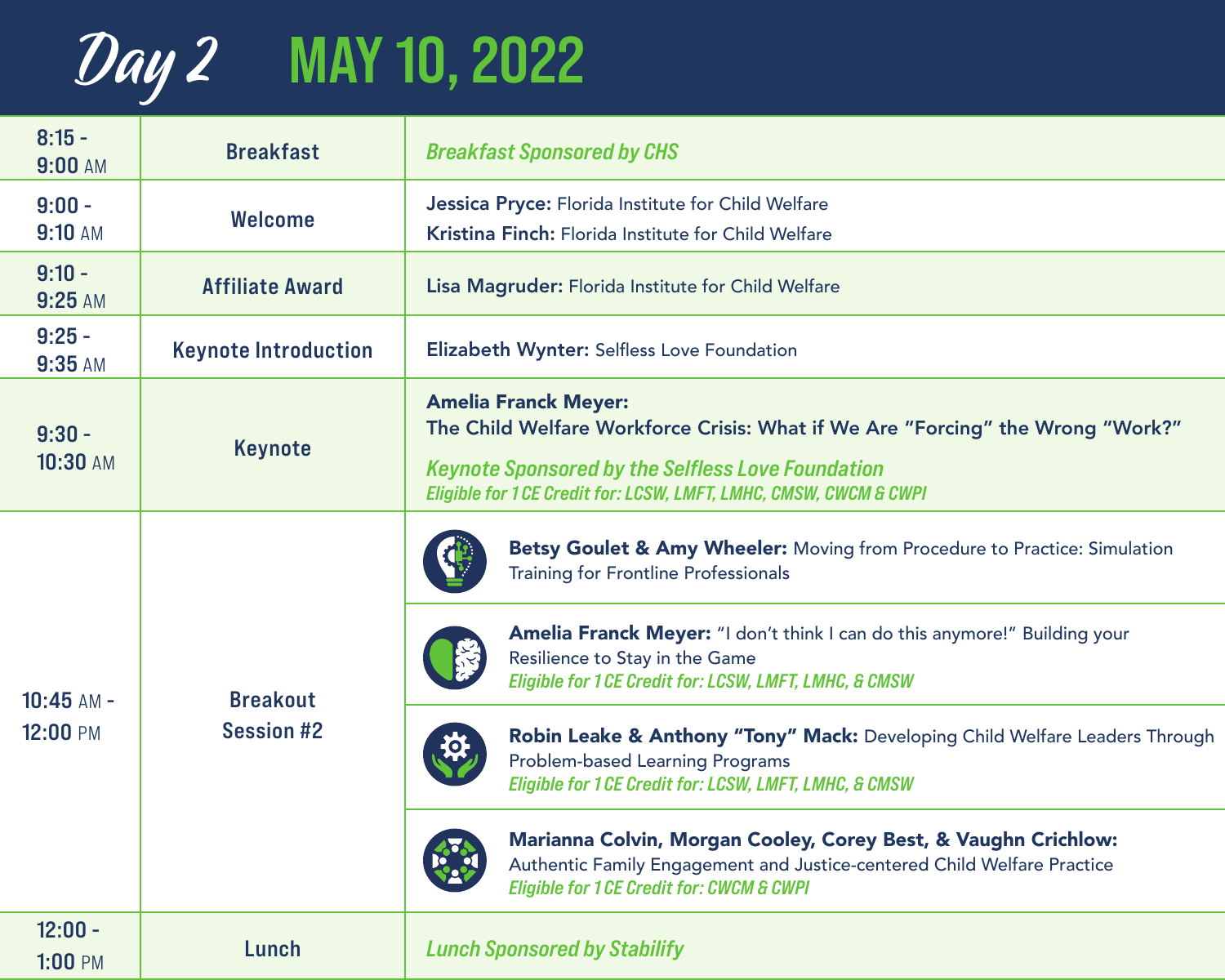# Day 2 MAY 10, 2022

| Time | Session | Details |
|---|---|---|
| 8:15 - 9:00 AM | Breakfast | *Breakfast Sponsored by CHS* |
| 9:00 - 9:10 AM | Welcome | **Jessica Pryce:** Florida Institute for Child Welfare<br>**Kristina Finch:** Florida Institute for Child Welfare |
| 9:10 - 9:25 AM | Affiliate Award | **Lisa Magruder:** Florida Institute for Child Welfare |
| 9:25 - 9:35 AM | Keynote Introduction | **Elizabeth Wynter:** Selfless Love Foundation |
| 9:30 - 10:30 AM | Keynote | **Amelia Franck Meyer:**<br>**The Child Welfare Workforce Crisis: What if We Are "Forcing" the Wrong "Work?"**<br>*Keynote Sponsored by the Selfless Love Foundation*<br>*Eligible for 1 CE Credit for: LCSW, LMFT, LMHC, CMSW, CWCM & CWPI* |
| 10:45 AM - 12:00 PM | Breakout Session #2 | **Betsy Goulet & Amy Wheeler:** Moving from Procedure to Practice: Simulation Training for Frontline Professionals |
| | | **Amelia Franck Meyer:** "I don't think I can do this anymore!" Building your Resilience to Stay in the Game<br>*Eligible for 1 CE Credit for: LCSW, LMFT, LMHC, & CMSW* |
| | | **Robin Leake & Anthony "Tony" Mack:** Developing Child Welfare Leaders Through Problem-based Learning Programs<br>*Eligible for 1 CE Credit for: LCSW, LMFT, LMHC, & CMSW* |
| | | **Marianna Colvin, Morgan Cooley, Corey Best, & Vaughn Crichlow:** Authentic Family Engagement and Justice-centered Child Welfare Practice<br>*Eligible for 1 CE Credit for: CWCM & CWPI* |
| 12:00 - 1:00 PM | Lunch | *Lunch Sponsored by Stabilify* |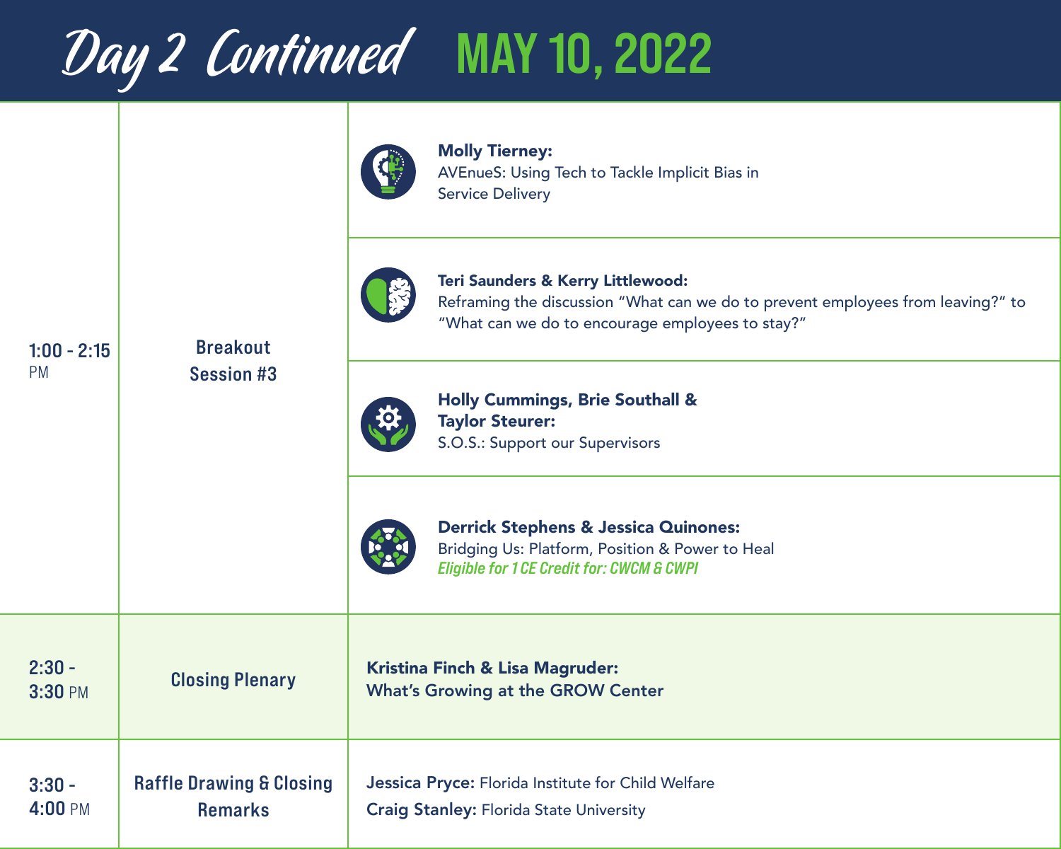# Day 2 Continued MAY 10, 2022

| | | |
|---|---|---|
| 1:00 - 2:15 PM | Breakout Session #3 | **Molly Tierney:** AVEnueS: Using Tech to Tackle Implicit Bias in Service Delivery |
| | | **Teri Saunders & Kerry Littlewood:** Reframing the discussion "What can we do to prevent employees from leaving?" to "What can we do to encourage employees to stay?" |
| | | **Holly Cummings, Brie Southall & Taylor Steurer:** S.O.S.: Support our Supervisors |
| | | **Derrick Stephens & Jessica Quinones:** Bridging Us: Platform, Position & Power to Heal *Eligible for 1 CE Credit for: CWCM & CWPI* |
| 2:30 - 3:30 PM | Closing Plenary | **Kristina Finch & Lisa Magruder:** What's Growing at the GROW Center |
| 3:30 - 4:00 PM | Raffle Drawing & Closing Remarks | **Jessica Pryce:** Florida Institute for Child Welfare<br>**Craig Stanley:** Florida State University |